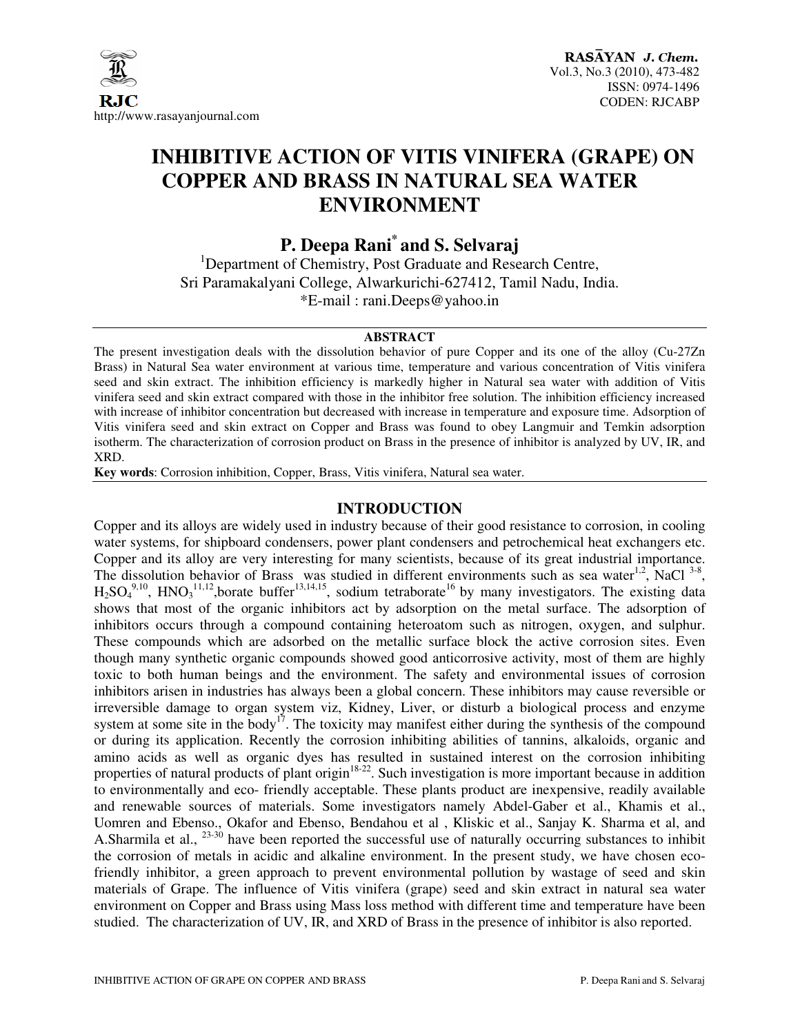# INHIBITIVE ACTION OF VITIS VINIFERA (GRAPE) ON COPPER AND BRASS IN NATURAL SEA WATER ENVIRONMENT

**P. Deepa Rani[*] and S. Selvaraj**

[1]Department of Chemistry, Post Graduate and Research Centre,
Sri Paramakalyani College, Alwarkurichi-627412, Tamil Nadu, India.
*E-mail : rani.Deeps@yahoo.in

## ABSTRACT

The present investigation deals with the dissolution behavior of pure Copper and its one of the alloy (Cu-27Zn Brass) in Natural Sea water environment at various time, temperature and various concentration of Vitis vinifera seed and skin extract. The inhibition efficiency is markedly higher in Natural sea water with addition of Vitis vinifera seed and skin extract compared with those in the inhibitor free solution. The inhibition efficiency increased with increase of inhibitor concentration but decreased with increase in temperature and exposure time. Adsorption of Vitis vinifera seed and skin extract on Copper and Brass was found to obey Langmuir and Temkin adsorption isotherm. The characterization of corrosion product on Brass in the presence of inhibitor is analyzed by UV, IR, and XRD.

**Key words**: Corrosion inhibition, Copper, Brass, Vitis vinifera, Natural sea water.

## INTRODUCTION

Copper and its alloys are widely used in industry because of their good resistance to corrosion, in cooling water systems, for shipboard condensers, power plant condensers and petrochemical heat exchangers etc. Copper and its alloy are very interesting for many scientists, because of its great industrial importance. The dissolution behavior of Brass was studied in different environments such as sea water[1,2], NaCl [3-8], $H_2SO_4$[9,10], $HNO_3$[11,12],borate buffer[13,14,15], sodium tetraborate[16] by many investigators. The existing data shows that most of the organic inhibitors act by adsorption on the metal surface. The adsorption of inhibitors occurs through a compound containing heteroatom such as nitrogen, oxygen, and sulphur. These compounds which are adsorbed on the metallic surface block the active corrosion sites. Even though many synthetic organic compounds showed good anticorrosive activity, most of them are highly toxic to both human beings and the environment. The safety and environmental issues of corrosion inhibitors arisen in industries has always been a global concern. These inhibitors may cause reversible or irreversible damage to organ system viz, Kidney, Liver, or disturb a biological process and enzyme system at some site in the body[17]. The toxicity may manifest either during the synthesis of the compound or during its application. Recently the corrosion inhibiting abilities of tannins, alkaloids, organic and amino acids as well as organic dyes has resulted in sustained interest on the corrosion inhibiting properties of natural products of plant origin[18-22]. Such investigation is more important because in addition to environmentally and eco- friendly acceptable. These plants product are inexpensive, readily available and renewable sources of materials. Some investigators namely Abdel-Gaber et al., Khamis et al., Uomren and Ebenso., Okafor and Ebenso, Bendahou et al , Kliskic et al., Sanjay K. Sharma et al, and A.Sharmila et al., [23-30] have been reported the successful use of naturally occurring substances to inhibit the corrosion of metals in acidic and alkaline environment. In the present study, we have chosen eco-friendly inhibitor, a green approach to prevent environmental pollution by wastage of seed and skin materials of Grape. The influence of Vitis vinifera (grape) seed and skin extract in natural sea water environment on Copper and Brass using Mass loss method with different time and temperature have been studied. The characterization of UV, IR, and XRD of Brass in the presence of inhibitor is also reported.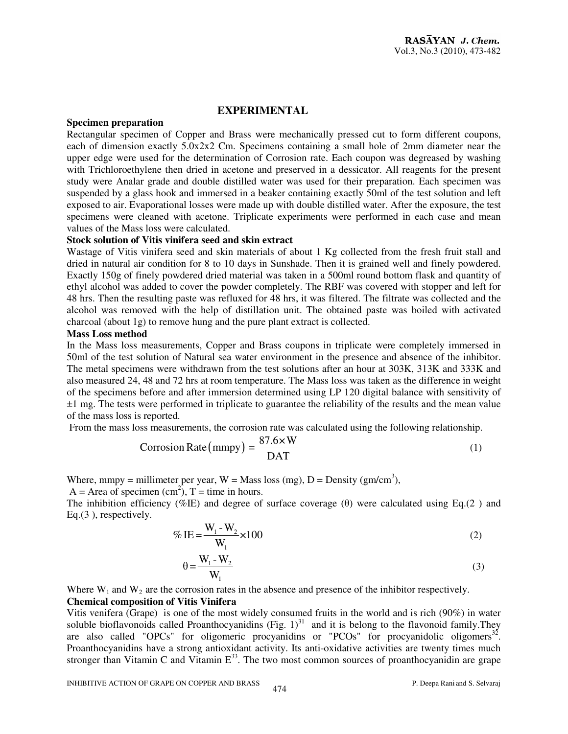## EXPERIMENTAL

### Specimen preparation

Rectangular specimen of Copper and Brass were mechanically pressed cut to form different coupons, each of dimension exactly 5.0x2x2 Cm. Specimens containing a small hole of 2mm diameter near the upper edge were used for the determination of Corrosion rate. Each coupon was degreased by washing with Trichloroethylene then dried in acetone and preserved in a dessicator. All reagents for the present study were Analar grade and double distilled water was used for their preparation. Each specimen was suspended by a glass hook and immersed in a beaker containing exactly 50ml of the test solution and left exposed to air. Evaporational losses were made up with double distilled water. After the exposure, the test specimens were cleaned with acetone. Triplicate experiments were performed in each case and mean values of the Mass loss were calculated.

### Stock solution of Vitis vinifera seed and skin extract

Wastage of Vitis vinifera seed and skin materials of about 1 Kg collected from the fresh fruit stall and dried in natural air condition for 8 to 10 days in Sunshade. Then it is grained well and finely powdered. Exactly 150g of finely powdered dried material was taken in a 500ml round bottom flask and quantity of ethyl alcohol was added to cover the powder completely. The RBF was covered with stopper and left for 48 hrs. Then the resulting paste was refluxed for 48 hrs, it was filtered. The filtrate was collected and the alcohol was removed with the help of distillation unit. The obtained paste was boiled with activated charcoal (about 1g) to remove hung and the pure plant extract is collected.

### Mass Loss method

In the Mass loss measurements, Copper and Brass coupons in triplicate were completely immersed in 50ml of the test solution of Natural sea water environment in the presence and absence of the inhibitor. The metal specimens were withdrawn from the test solutions after an hour at 303K, 313K and 333K and also measured 24, 48 and 72 hrs at room temperature. The Mass loss was taken as the difference in weight of the specimens before and after immersion determined using LP 120 digital balance with sensitivity of ±1 mg. The tests were performed in triplicate to guarantee the reliability of the results and the mean value of the mass loss is reported.

From the mass loss measurements, the corrosion rate was calculated using the following relationship.

$$\text{Corrosion Rate}\left(\text{mmpy}\right) = \frac{87.6 \times W}{DAT} \tag{1}$$

Where, mmpy = millimeter per year, W = Mass loss (mg), D = Density (gm/cm$^3$),
A = Area of specimen (cm$^2$), T = time in hours.

The inhibition efficiency (%IE) and degree of surface coverage (θ) were calculated using Eq.(2 ) and Eq.(3 ), respectively.

$$\% \text{IE} = \frac{W_1 - W_2}{W_1} \times 100 \tag{2}$$

$$\theta = \frac{W_1 - W_2}{W_1} \tag{3}$$

Where $W_1$ and $W_2$ are the corrosion rates in the absence and presence of the inhibitor respectively.

### Chemical composition of Vitis Vinifera

Vitis venifera (Grape) is one of the most widely consumed fruits in the world and is rich (90%) in water soluble bioflavonoids called Proanthocyanidins (Fig. 1)[31] and it is belong to the flavonoid family.They are also called "OPCs" for oligomeric procyanidins or "PCOs" for procyanidolic oligomers[32]. Proanthocyanidins have a strong antioxidant activity. Its anti-oxidative activities are twenty times much stronger than Vitamin C and Vitamin E[33]. The two most common sources of proanthocyanidin are grape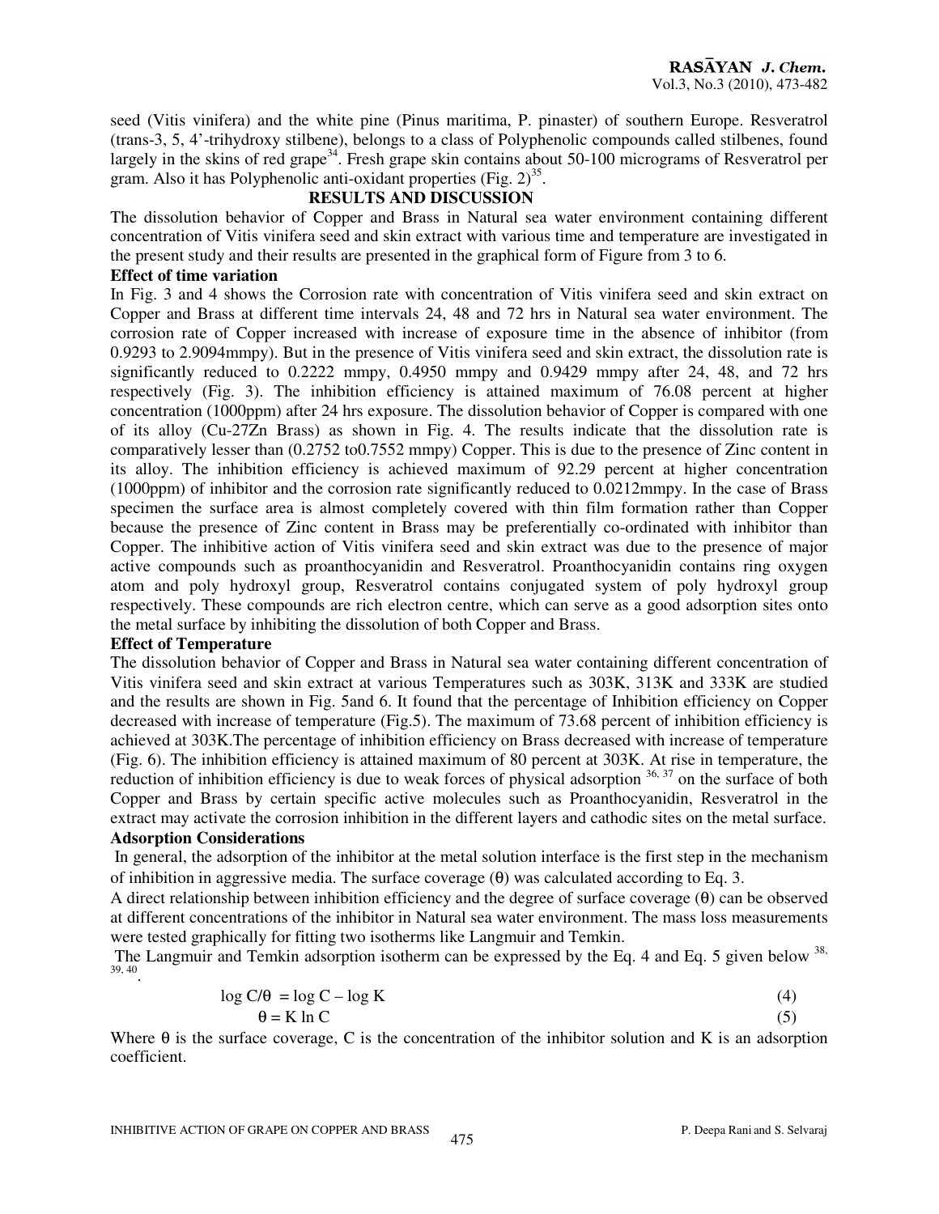seed (Vitis vinifera) and the white pine (Pinus maritima, P. pinaster) of southern Europe. Resveratrol (trans-3, 5, 4'-trihydroxy stilbene), belongs to a class of Polyphenolic compounds called stilbenes, found largely in the skins of red grape[34]. Fresh grape skin contains about 50-100 micrograms of Resveratrol per gram. Also it has Polyphenolic anti-oxidant properties (Fig. 2)[35].

## RESULTS AND DISCUSSION

The dissolution behavior of Copper and Brass in Natural sea water environment containing different concentration of Vitis vinifera seed and skin extract with various time and temperature are investigated in the present study and their results are presented in the graphical form of Figure from 3 to 6.

### Effect of time variation

In Fig. 3 and 4 shows the Corrosion rate with concentration of Vitis vinifera seed and skin extract on Copper and Brass at different time intervals 24, 48 and 72 hrs in Natural sea water environment. The corrosion rate of Copper increased with increase of exposure time in the absence of inhibitor (from 0.9293 to 2.9094mmpy). But in the presence of Vitis vinifera seed and skin extract, the dissolution rate is significantly reduced to 0.2222 mmpy, 0.4950 mmpy and 0.9429 mmpy after 24, 48, and 72 hrs respectively (Fig. 3). The inhibition efficiency is attained maximum of 76.08 percent at higher concentration (1000ppm) after 24 hrs exposure. The dissolution behavior of Copper is compared with one of its alloy (Cu-27Zn Brass) as shown in Fig. 4. The results indicate that the dissolution rate is comparatively lesser than (0.2752 to0.7552 mmpy) Copper. This is due to the presence of Zinc content in its alloy. The inhibition efficiency is achieved maximum of 92.29 percent at higher concentration (1000ppm) of inhibitor and the corrosion rate significantly reduced to 0.0212mmpy. In the case of Brass specimen the surface area is almost completely covered with thin film formation rather than Copper because the presence of Zinc content in Brass may be preferentially co-ordinated with inhibitor than Copper. The inhibitive action of Vitis vinifera seed and skin extract was due to the presence of major active compounds such as proanthocyanidin and Resveratrol. Proanthocyanidin contains ring oxygen atom and poly hydroxyl group, Resveratrol contains conjugated system of poly hydroxyl group respectively. These compounds are rich electron centre, which can serve as a good adsorption sites onto the metal surface by inhibiting the dissolution of both Copper and Brass.

### Effect of Temperature

The dissolution behavior of Copper and Brass in Natural sea water containing different concentration of Vitis vinifera seed and skin extract at various Temperatures such as 303K, 313K and 333K are studied and the results are shown in Fig. 5and 6. It found that the percentage of Inhibition efficiency on Copper decreased with increase of temperature (Fig.5). The maximum of 73.68 percent of inhibition efficiency is achieved at 303K.The percentage of inhibition efficiency on Brass decreased with increase of temperature (Fig. 6). The inhibition efficiency is attained maximum of 80 percent at 303K. At rise in temperature, the reduction of inhibition efficiency is due to weak forces of physical adsorption [36, 37] on the surface of both Copper and Brass by certain specific active molecules such as Proanthocyanidin, Resveratrol in the extract may activate the corrosion inhibition in the different layers and cathodic sites on the metal surface.

### Adsorption Considerations

In general, the adsorption of the inhibitor at the metal solution interface is the first step in the mechanism of inhibition in aggressive media. The surface coverage ($\theta$) was calculated according to Eq. 3.

A direct relationship between inhibition efficiency and the degree of surface coverage ($\theta$) can be observed at different concentrations of the inhibitor in Natural sea water environment. The mass loss measurements were tested graphically for fitting two isotherms like Langmuir and Temkin.

The Langmuir and Temkin adsorption isotherm can be expressed by the Eq. 4 and Eq. 5 given below [38, 39, 40].

$$\log C/\theta = \log C - \log K \tag{4}$$

$$\theta = K \ln C \tag{5}$$

Where $\theta$ is the surface coverage, C is the concentration of the inhibitor solution and K is an adsorption coefficient.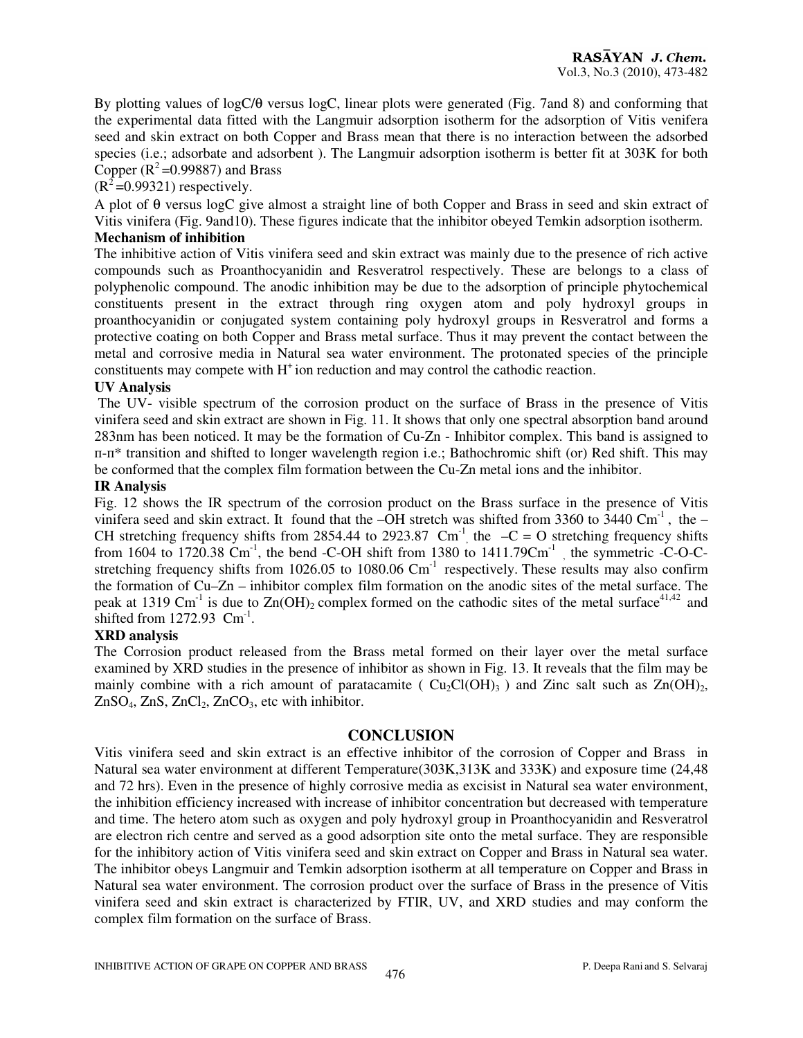By plotting values of logC/θ versus logC, linear plots were generated (Fig. 7and 8) and conforming that the experimental data fitted with the Langmuir adsorption isotherm for the adsorption of Vitis venifera seed and skin extract on both Copper and Brass mean that there is no interaction between the adsorbed species (i.e.; adsorbate and adsorbent ). The Langmuir adsorption isotherm is better fit at 303K for both Copper ($R^2$=0.99887) and Brass ($R^2$=0.99321) respectively.

A plot of θ versus logC give almost a straight line of both Copper and Brass in seed and skin extract of Vitis vinifera (Fig. 9and10). These figures indicate that the inhibitor obeyed Temkin adsorption isotherm.

**Mechanism of inhibition**

The inhibitive action of Vitis vinifera seed and skin extract was mainly due to the presence of rich active compounds such as Proanthocyanidin and Resveratrol respectively. These are belongs to a class of polyphenolic compound. The anodic inhibition may be due to the adsorption of principle phytochemical constituents present in the extract through ring oxygen atom and poly hydroxyl groups in proanthocyanidin or conjugated system containing poly hydroxyl groups in Resveratrol and forms a protective coating on both Copper and Brass metal surface. Thus it may prevent the contact between the metal and corrosive media in Natural sea water environment. The protonated species of the principle constituents may compete with $H^+$ ion reduction and may control the cathodic reaction.

**UV Analysis**

The UV- visible spectrum of the corrosion product on the surface of Brass in the presence of Vitis vinifera seed and skin extract are shown in Fig. 11. It shows that only one spectral absorption band around 283nm has been noticed. It may be the formation of Cu-Zn - Inhibitor complex. This band is assigned to π-π* transition and shifted to longer wavelength region i.e.; Bathochromic shift (or) Red shift. This may be conformed that the complex film formation between the Cu-Zn metal ions and the inhibitor.

**IR Analysis**

Fig. 12 shows the IR spectrum of the corrosion product on the Brass surface in the presence of Vitis vinifera seed and skin extract. It found that the –OH stretch was shifted from 3360 to 3440 $Cm^{-1}$, the –CH stretching frequency shifts from 2854.44 to 2923.87 $Cm^{-1}$, the –C = O stretching frequency shifts from 1604 to 1720.38 $Cm^{-1}$, the bend -C-OH shift from 1380 to 1411.79$Cm^{-1}$, the symmetric -C-O-C- stretching frequency shifts from 1026.05 to 1080.06 $Cm^{-1}$ respectively. These results may also confirm the formation of Cu–Zn – inhibitor complex film formation on the anodic sites of the metal surface. The peak at 1319 $Cm^{-1}$ is due to $Zn(OH)_2$ complex formed on the cathodic sites of the metal surface[41,42] and shifted from 1272.93 $Cm^{-1}$.

**XRD analysis**

The Corrosion product released from the Brass metal formed on their layer over the metal surface examined by XRD studies in the presence of inhibitor as shown in Fig. 13. It reveals that the film may be mainly combine with a rich amount of paratacamite ( $Cu_2Cl(OH)_3$ ) and Zinc salt such as $Zn(OH)_2$, $ZnSO_4$, ZnS, $ZnCl_2$, $ZnCO_3$, etc with inhibitor.

## CONCLUSION

Vitis vinifera seed and skin extract is an effective inhibitor of the corrosion of Copper and Brass in Natural sea water environment at different Temperature(303K,313K and 333K) and exposure time (24,48 and 72 hrs). Even in the presence of highly corrosive media as excisist in Natural sea water environment, the inhibition efficiency increased with increase of inhibitor concentration but decreased with temperature and time. The hetero atom such as oxygen and poly hydroxyl group in Proanthocyanidin and Resveratrol are electron rich centre and served as a good adsorption site onto the metal surface. They are responsible for the inhibitory action of Vitis vinifera seed and skin extract on Copper and Brass in Natural sea water. The inhibitor obeys Langmuir and Temkin adsorption isotherm at all temperature on Copper and Brass in Natural sea water environment. The corrosion product over the surface of Brass in the presence of Vitis vinifera seed and skin extract is characterized by FTIR, UV, and XRD studies and may conform the complex film formation on the surface of Brass.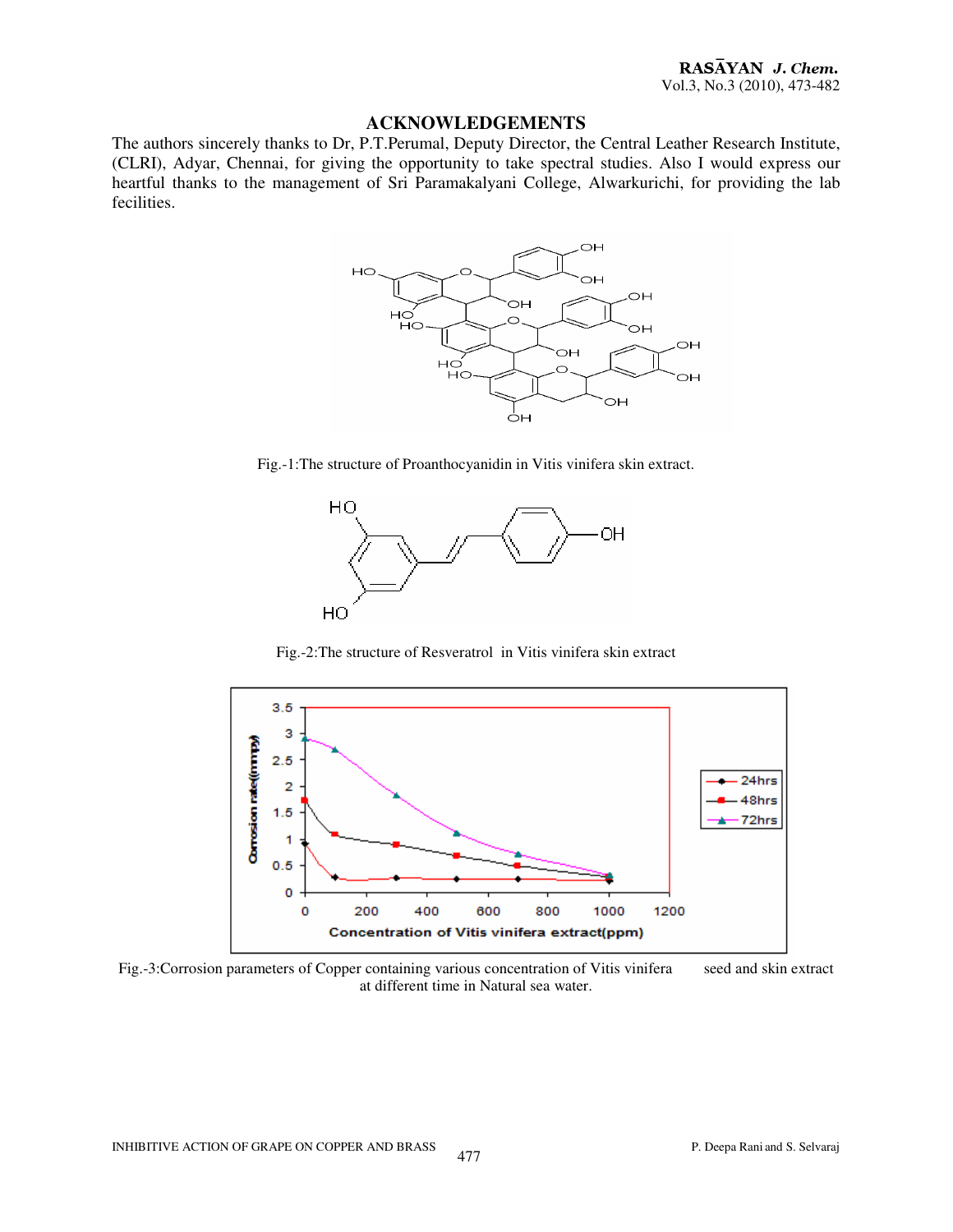## ACKNOWLEDGEMENTS

The authors sincerely thanks to Dr, P.T.Perumal, Deputy Director, the Central Leather Research Institute, (CLRI), Adyar, Chennai, for giving the opportunity to take spectral studies. Also I would express our heartful thanks to the management of Sri Paramakalyani College, Alwarkurichi, for providing the lab fecilities.

Fig.-1:The structure of Proanthocyanidin in Vitis vinifera skin extract.

Fig.-2:The structure of Resveratrol in Vitis vinifera skin extract

Fig.-3:Corrosion parameters of Copper containing various concentration of Vitis vinifera seed and skin extract at different time in Natural sea water.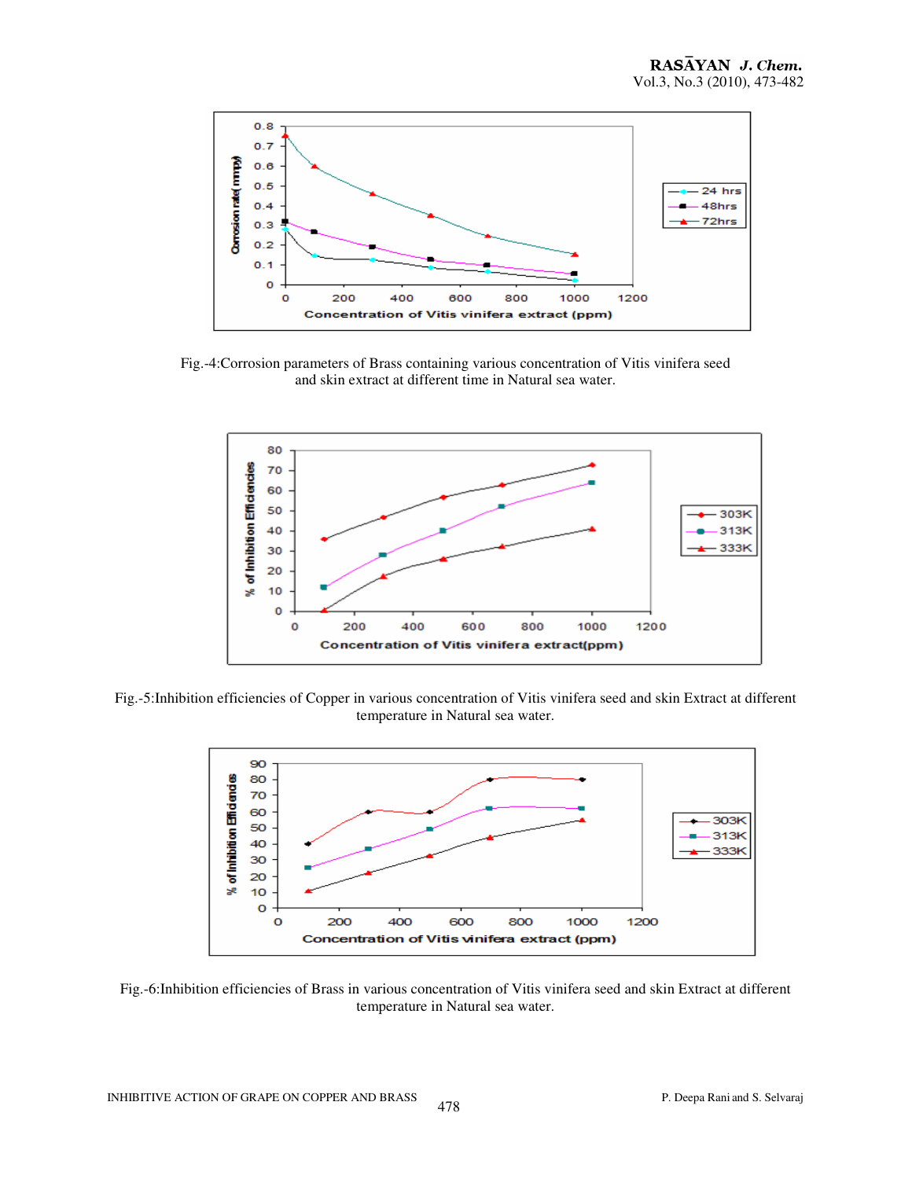Fig.-4:Corrosion parameters of Brass containing various concentration of Vitis vinifera seed and skin extract at different time in Natural sea water.

Fig.-5:Inhibition efficiencies of Copper in various concentration of Vitis vinifera seed and skin Extract at different temperature in Natural sea water.

Fig.-6:Inhibition efficiencies of Brass in various concentration of Vitis vinifera seed and skin Extract at different temperature in Natural sea water.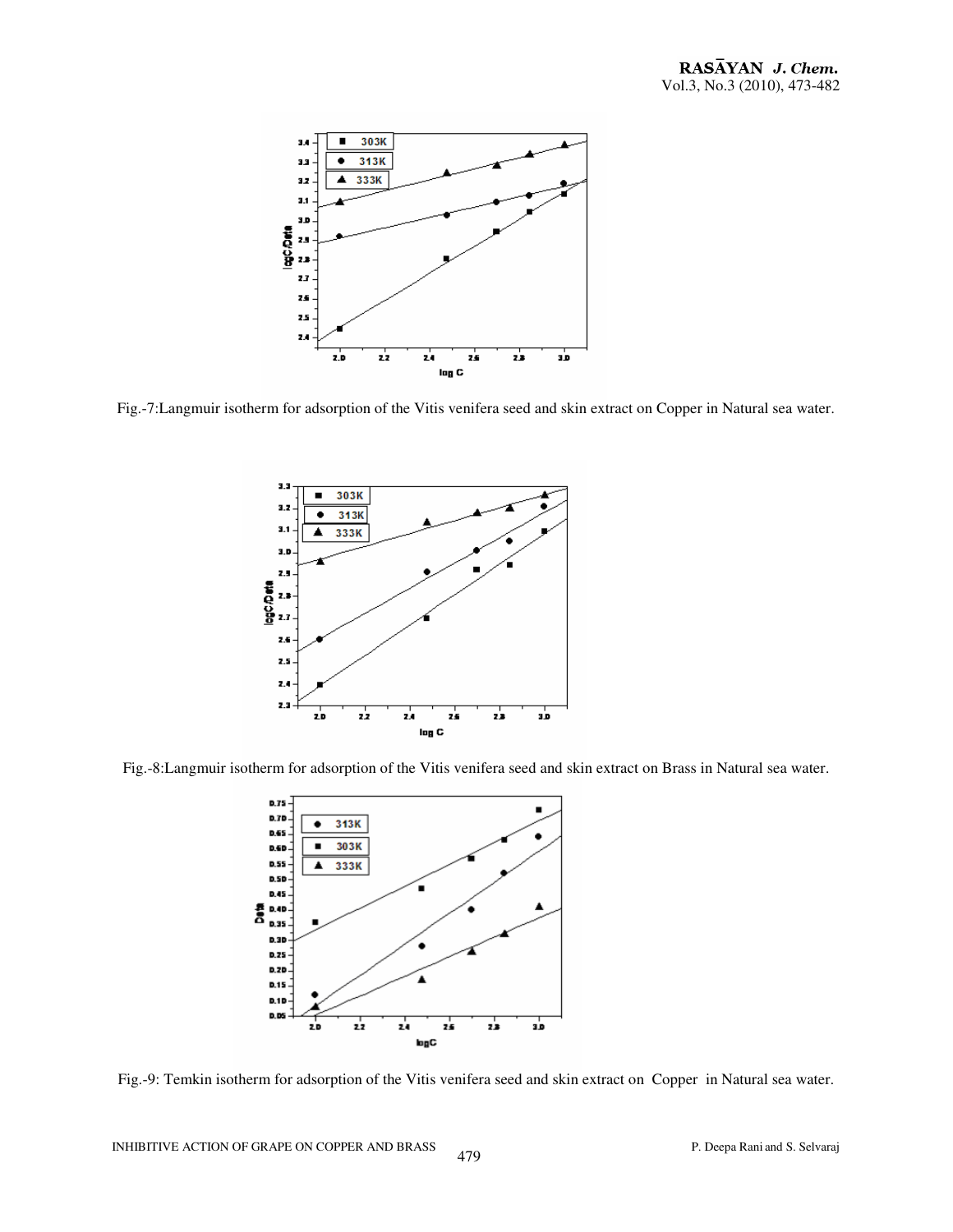Fig.-7:Langmuir isotherm for adsorption of the Vitis venifera seed and skin extract on Copper in Natural sea water.

Fig.-8:Langmuir isotherm for adsorption of the Vitis venifera seed and skin extract on Brass in Natural sea water.

Fig.-9: Temkin isotherm for adsorption of the Vitis venifera seed and skin extract on Copper in Natural sea water.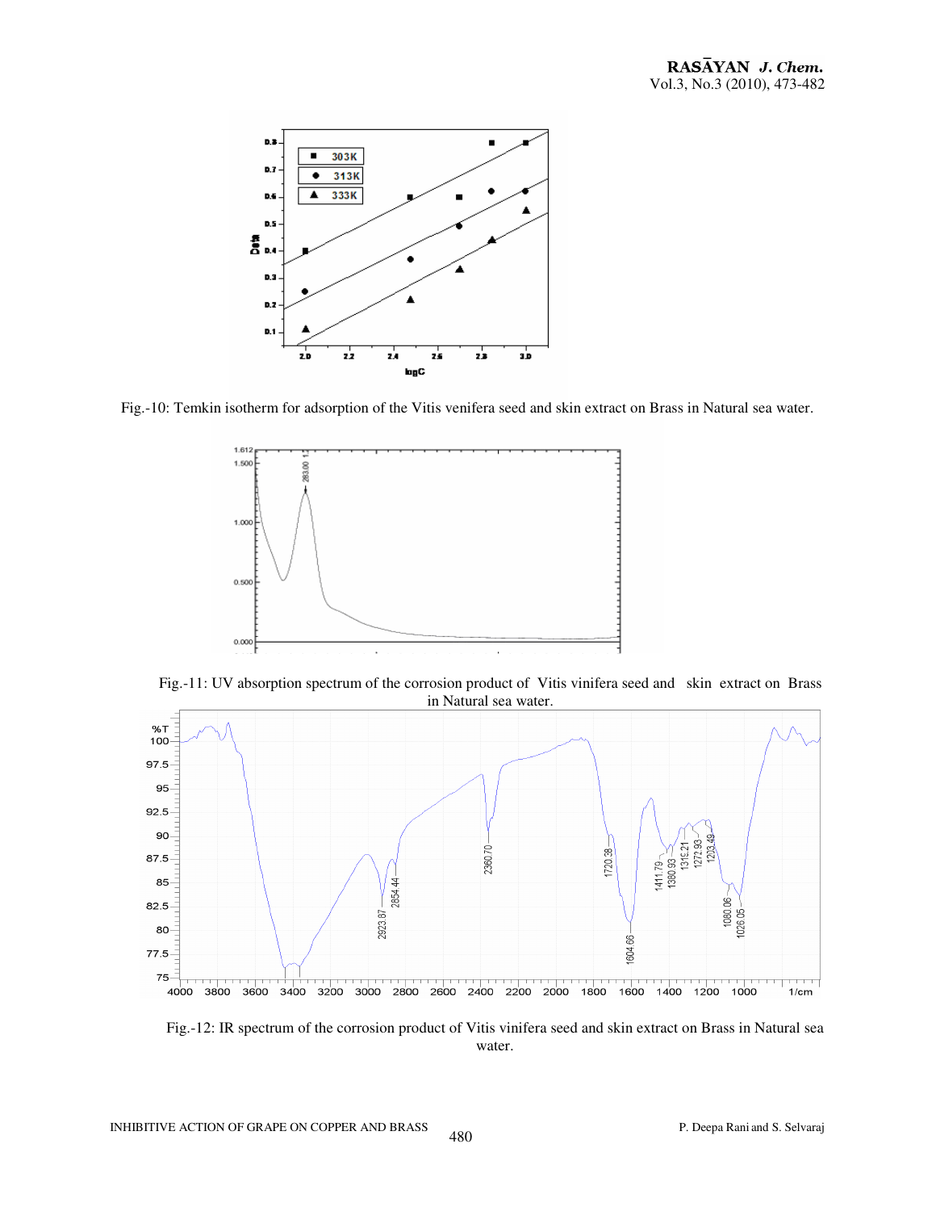Fig.-10: Temkin isotherm for adsorption of the Vitis venifera seed and skin extract on Brass in Natural sea water.

Fig.-11: UV absorption spectrum of the corrosion product of Vitis vinifera seed and skin extract on Brass in Natural sea water.

Fig.-12: IR spectrum of the corrosion product of Vitis vinifera seed and skin extract on Brass in Natural sea water.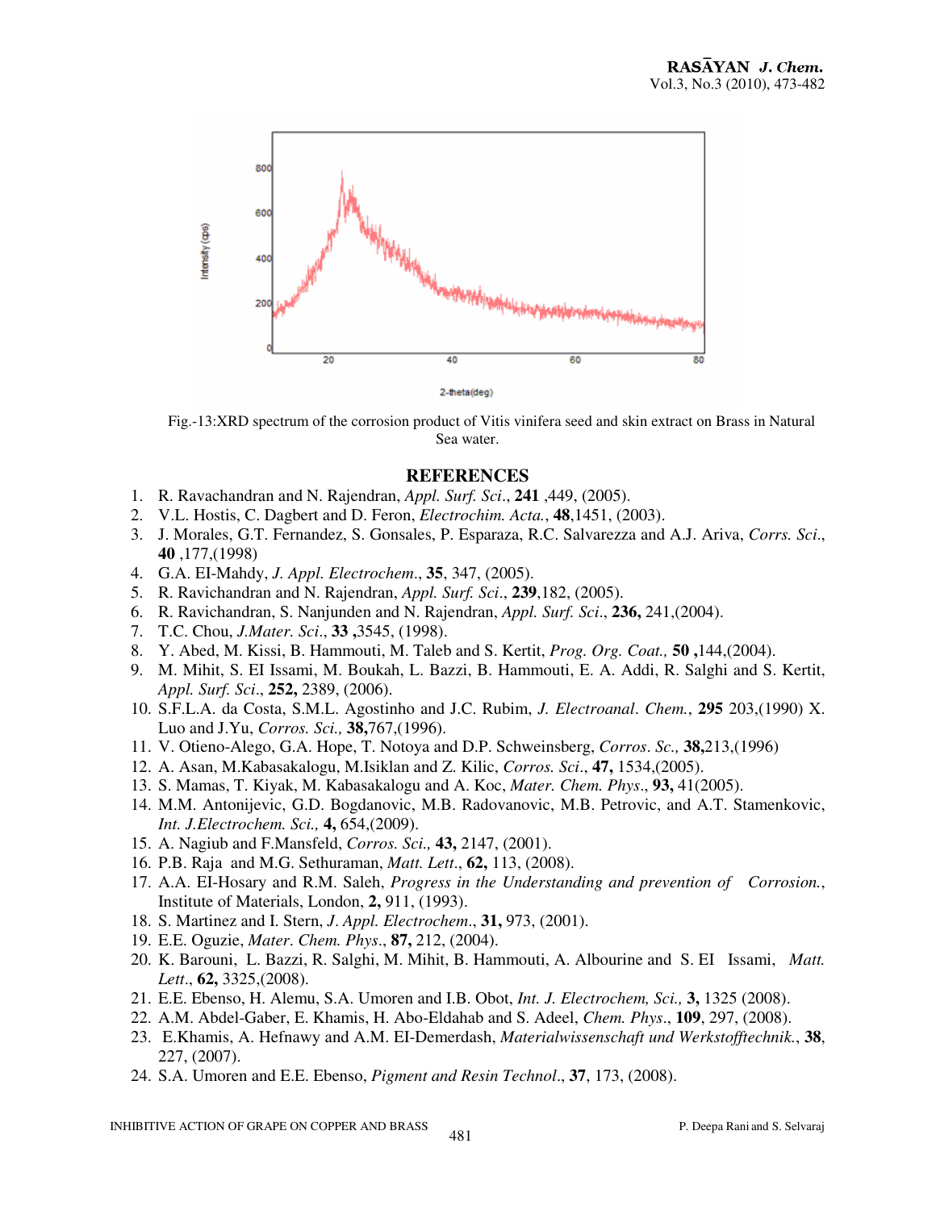Fig.-13:XRD spectrum of the corrosion product of Vitis vinifera seed and skin extract on Brass in Natural Sea water.

## REFERENCES

1. R. Ravachandran and N. Rajendran, *Appl. Surf. Sci*., **241** ,449, (2005).
2. V.L. Hostis, C. Dagbert and D. Feron, *Electrochim. Acta.*, **48**,1451, (2003).
3. J. Morales, G.T. Fernandez, S. Gonsales, P. Esparaza, R.C. Salvarezza and A.J. Ariva, *Corrs. Sci*., **40** ,177,(1998)
4. G.A. EI-Mahdy, *J. Appl. Electrochem*., **35**, 347, (2005).
5. R. Ravichandran and N. Rajendran, *Appl. Surf. Sci*., **239**,182, (2005).
6. R. Ravichandran, S. Nanjunden and N. Rajendran, *Appl. Surf. Sci*., **236,** 241,(2004).
7. T.C. Chou, *J.Mater. Sci*., **33 ,**3545, (1998).
8. Y. Abed, M. Kissi, B. Hammouti, M. Taleb and S. Kertit, *Prog. Org. Coat.,* **50 ,**144,(2004).
9. M. Mihit, S. EI Issami, M. Boukah, L. Bazzi, B. Hammouti, E. A. Addi, R. Salghi and S. Kertit, *Appl. Surf. Sci*., **252,** 2389, (2006).
10. S.F.L.A. da Costa, S.M.L. Agostinho and J.C. Rubim, *J. Electroanal. Chem.*, **295** 203,(1990) X. Luo and J.Yu, *Corros. Sci.,* **38,**767,(1996).
11. V. Otieno-Alego, G.A. Hope, T. Notoya and D.P. Schweinsberg, *Corros. Sc.,* **38,**213,(1996)
12. A. Asan, M.Kabasakalogu, M.Isiklan and Z. Kilic, *Corros. Sci*., **47,** 1534,(2005).
13. S. Mamas, T. Kiyak, M. Kabasakalogu and A. Koc, *Mater. Chem. Phys*., **93,** 41(2005).
14. M.M. Antonijevic, G.D. Bogdanovic, M.B. Radovanovic, M.B. Petrovic, and A.T. Stamenkovic, *Int. J.Electrochem. Sci.,* **4,** 654,(2009).
15. A. Nagiub and F.Mansfeld, *Corros. Sci.,* **43,** 2147, (2001).
16. P.B. Raja and M.G. Sethuraman, *Matt. Lett*., **62,** 113, (2008).
17. A.A. EI-Hosary and R.M. Saleh, *Progress in the Understanding and prevention of Corrosion.*, Institute of Materials, London, **2,** 911, (1993).
18. S. Martinez and I. Stern, *J. Appl. Electrochem*., **31,** 973, (2001).
19. E.E. Oguzie, *Mater. Chem. Phys*., **87,** 212, (2004).
20. K. Barouni, L. Bazzi, R. Salghi, M. Mihit, B. Hammouti, A. Albourine and S. EI Issami, *Matt. Lett*., **62,** 3325,(2008).
21. E.E. Ebenso, H. Alemu, S.A. Umoren and I.B. Obot, *Int. J. Electrochem, Sci.,* **3,** 1325 (2008).
22. A.M. Abdel-Gaber, E. Khamis, H. Abo-Eldahab and S. Adeel, *Chem. Phys*., **109**, 297, (2008).
23. E.Khamis, A. Hefnawy and A.M. EI-Demerdash, *Materialwissenschaft und Werkstofftechnik.*, **38**, 227, (2007).
24. S.A. Umoren and E.E. Ebenso, *Pigment and Resin Technol*., **37**, 173, (2008).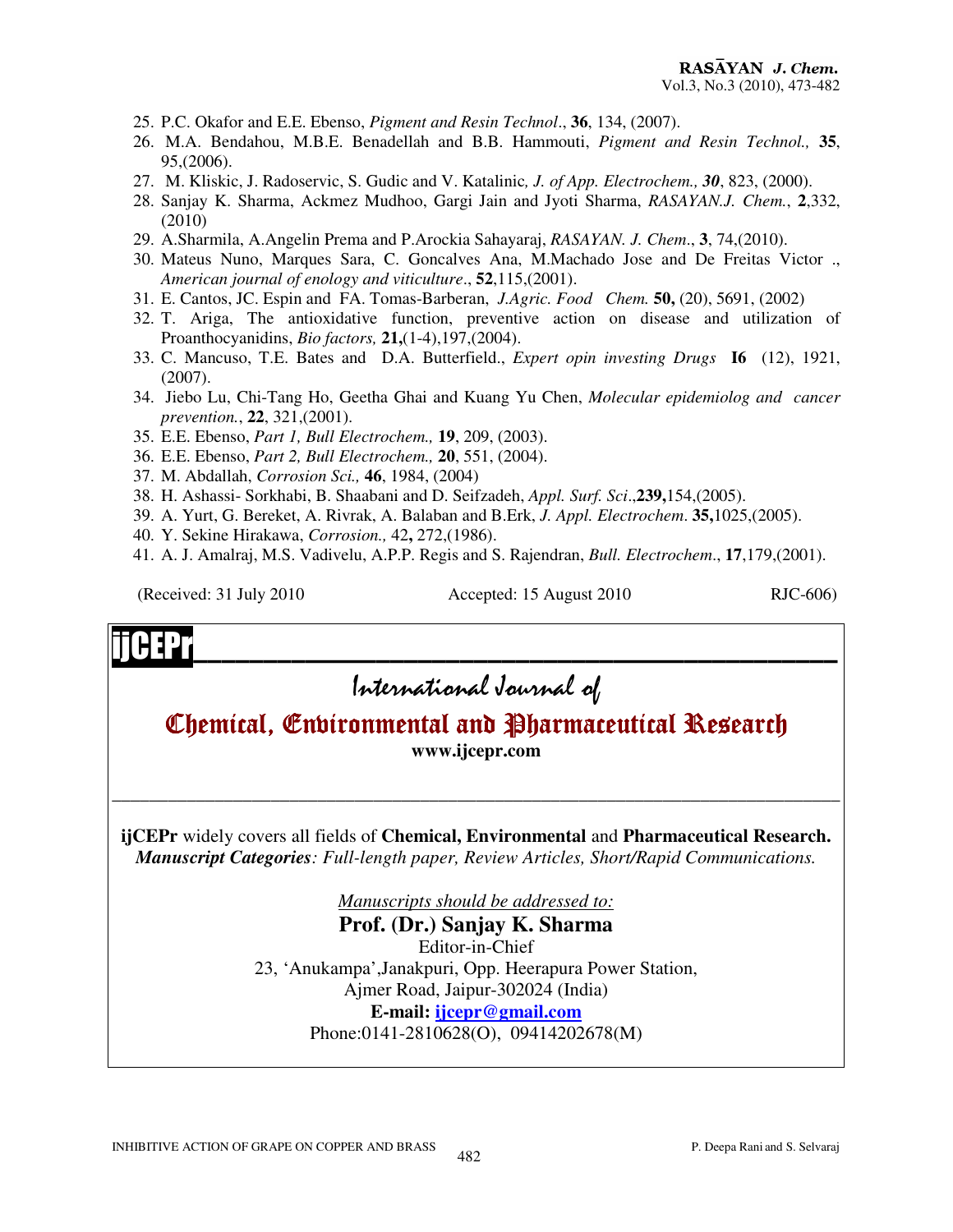25. P.C. Okafor and E.E. Ebenso, *Pigment and Resin Technol*., **36**, 134, (2007).
26. M.A. Bendahou, M.B.E. Benadellah and B.B. Hammouti, *Pigment and Resin Technol.,* **35**, 95,(2006).
27. M. Kliskic, J. Radoservic, S. Gudic and V. Katalinic*, J. of App. Electrochem., **30***, 823, (2000).
28. Sanjay K. Sharma, Ackmez Mudhoo, Gargi Jain and Jyoti Sharma, *RASAYAN.J. Chem.*, **2**,332, (2010)
29. A.Sharmila, A.Angelin Prema and P.Arockia Sahayaraj, *RASAYAN. J. Chem*., **3**, 74,(2010).
30. Mateus Nuno, Marques Sara, C. Goncalves Ana, M.Machado Jose and De Freitas Victor ., *American journal of enology and viticulture*., **52**,115,(2001).
31. E. Cantos, JC. Espin and FA. Tomas-Barberan, *J.Agric. Food Chem.* **50,** (20), 5691, (2002)
32. T. Ariga, The antioxidative function, preventive action on disease and utilization of Proanthocyanidins, *Bio factors,* **21,**(1-4),197,(2004).
33. C. Mancuso, T.E. Bates and D.A. Butterfield., *Expert opin investing Drugs* **I6** (12), 1921, (2007).
34. Jiebo Lu, Chi-Tang Ho, Geetha Ghai and Kuang Yu Chen, *Molecular epidemiolog and cancer prevention.*, **22**, 321,(2001).
35. E.E. Ebenso, *Part 1, Bull Electrochem.,* **19**, 209, (2003).
36. E.E. Ebenso, *Part 2, Bull Electrochem.,* **20**, 551, (2004).
37. M. Abdallah, *Corrosion Sci.,* **46**, 1984, (2004)
38. H. Ashassi- Sorkhabi, B. Shaabani and D. Seifzadeh, *Appl. Surf. Sci*.,**239,**154,(2005).
39. A. Yurt, G. Bereket, A. Rivrak, A. Balaban and B.Erk, *J. Appl. Electrochem*. **35,**1025,(2005).
40. Y. Sekine Hirakawa, *Corrosion.,* 42**,** 272,(1986).
41. A. J. Amalraj, M.S. Vadivelu, A.P.P. Regis and S. Rajendran, *Bull. Electrochem*., **17**,179,(2001).

(Received: 31 July 2010 Accepted: 15 August 2010 RJC-606)

---

**ijCEPr**

*International Journal of*

**Chemical, Environmental and Pharmaceutical Research**

**www.ijcepr.com**

---

**ijCEPr** widely covers all fields of **Chemical, Environmental** and **Pharmaceutical Research.**
***Manuscript Categories****: Full-length paper, Review Articles, Short/Rapid Communications.*

*Manuscripts should be addressed to:*

**Prof. (Dr.) Sanjay K. Sharma**
Editor-in-Chief
23, 'Anukampa',Janakpuri, Opp. Heerapura Power Station,
Ajmer Road, Jaipur-302024 (India)
**E-mail: ijcepr@gmail.com**
Phone:0141-2810628(O), 09414202678(M)